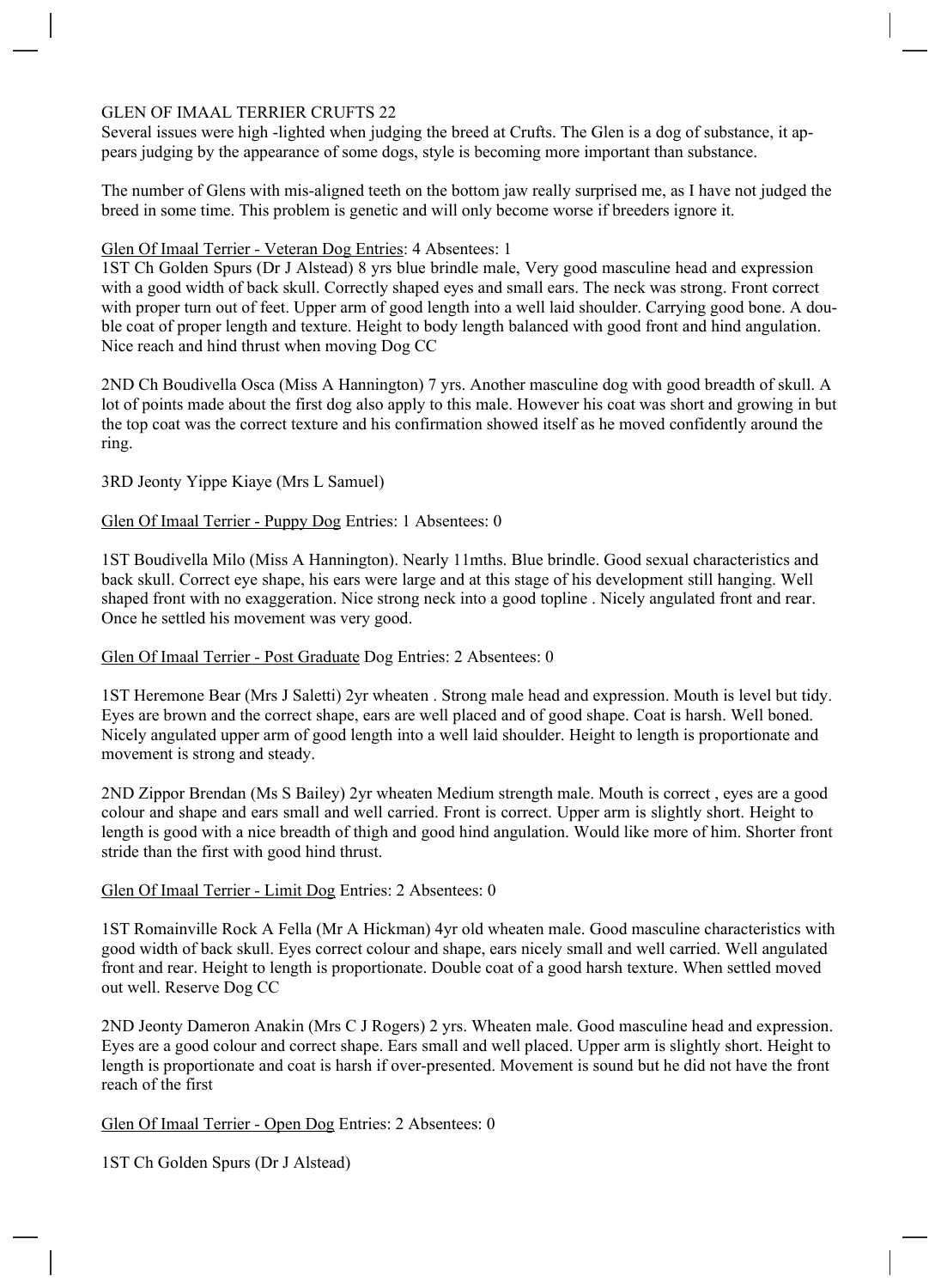# GLEN OF IMAAL TERRIER CRUFTS 22

Several issues were high -lighted when judging the breed at Crufts. The Glen is a dog of substance, it appears judging by the appearance of some dogs, style is becoming more important than substance.

The number of Glens with mis-aligned teeth on the bottom jaw really surprised me, as I have not judged the breed in some time. This problem is genetic and will only become worse if breeders ignore it.

<u>Glen Of Imaal Terrier - Veteran Dog Entries</u>: 4 Absentees: 1

1ST Ch Golden Spurs (Dr J Alstead) 8 yrs blue brindle male, Very good masculine head and expression with a good width of back skull. Correctly shaped eyes and small ears. The neck was strong. Front correct with proper turn out of feet. Upper arm of good length into a well laid shoulder. Carrying good bone. A double coat of proper length and texture. Height to body length balanced with good front and hind angulation. Nice reach and hind thrust when moving Dog CC

2ND Ch Boudivella Osca (Miss A Hannington) 7 yrs. Another masculine dog with good breadth of skull. A lot of points made about the first dog also apply to this male. However his coat was short and growing in but the top coat was the correct texture and his confirmation showed itself as he moved confidently around the ring.

3RD Jeonty Yippe Kiaye (Mrs L Samuel)

<u>Glen Of Imaal Terrier - Puppy Dog</u> Entries: 1 Absentees: 0

1ST Boudivella Milo (Miss A Hannington). Nearly 11mths. Blue brindle. Good sexual characteristics and back skull. Correct eye shape, his ears were large and at this stage of his development still hanging. Well shaped front with no exaggeration. Nice strong neck into a good topline . Nicely angulated front and rear. Once he settled his movement was very good.

<u>Glen Of Imaal Terrier - Post Graduate</u> Dog Entries: 2 Absentees: 0

1ST Heremone Bear (Mrs J Saletti) 2yr wheaten . Strong male head and expression. Mouth is level but tidy. Eyes are brown and the correct shape, ears are well placed and of good shape. Coat is harsh. Well boned. Nicely angulated upper arm of good length into a well laid shoulder. Height to length is proportionate and movement is strong and steady.

2ND Zippor Brendan (Ms S Bailey) 2yr wheaten Medium strength male. Mouth is correct , eyes are a good colour and shape and ears small and well carried. Front is correct. Upper arm is slightly short. Height to length is good with a nice breadth of thigh and good hind angulation. Would like more of him. Shorter front stride than the first with good hind thrust.

<u>Glen Of Imaal Terrier - Limit Dog</u> Entries: 2 Absentees: 0

1ST Romainville Rock A Fella (Mr A Hickman) 4yr old wheaten male. Good masculine characteristics with good width of back skull. Eyes correct colour and shape, ears nicely small and well carried. Well angulated front and rear. Height to length is proportionate. Double coat of a good harsh texture. When settled moved out well. Reserve Dog CC

2ND Jeonty Dameron Anakin (Mrs C J Rogers) 2 yrs. Wheaten male. Good masculine head and expression. Eyes are a good colour and correct shape. Ears small and well placed. Upper arm is slightly short. Height to length is proportionate and coat is harsh if over-presented. Movement is sound but he did not have the front reach of the first

<u>Glen Of Imaal Terrier - Open Dog</u> Entries: 2 Absentees: 0

1ST Ch Golden Spurs (Dr J Alstead)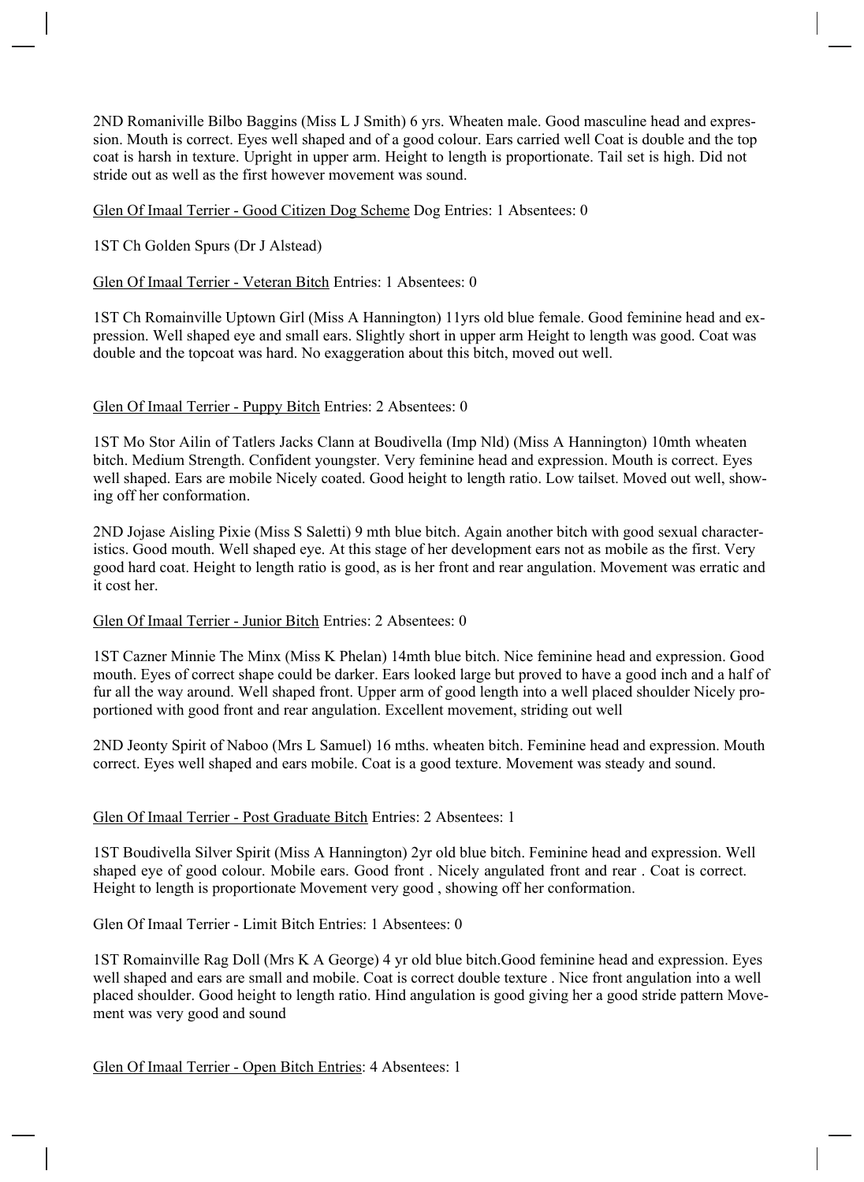2ND Romaniville Bilbo Baggins (Miss L J Smith) 6 yrs. Wheaten male. Good masculine head and expression. Mouth is correct. Eyes well shaped and of a good colour. Ears carried well Coat is double and the top coat is harsh in texture. Upright in upper arm. Height to length is proportionate. Tail set is high. Did not stride out as well as the first however movement was sound.

<u>Glen Of Imaal Terrier - Good Citizen Dog Scheme</u> Dog Entries: 1 Absentees: 0

1ST Ch Golden Spurs (Dr J Alstead)

<u>Glen Of Imaal Terrier - Veteran Bitch</u> Entries: 1 Absentees: 0

1ST Ch Romainville Uptown Girl (Miss A Hannington) 11yrs old blue female. Good feminine head and expression. Well shaped eye and small ears. Slightly short in upper arm Height to length was good. Coat was double and the topcoat was hard. No exaggeration about this bitch, moved out well.

<u>Glen Of Imaal Terrier - Puppy Bitch</u> Entries: 2 Absentees: 0

1ST Mo Stor Ailin of Tatlers Jacks Clann at Boudivella (Imp Nld) (Miss A Hannington) 10mth wheaten bitch. Medium Strength. Confident youngster. Very feminine head and expression. Mouth is correct. Eyes well shaped. Ears are mobile Nicely coated. Good height to length ratio. Low tailset. Moved out well, showing off her conformation.

2ND Jojase Aisling Pixie (Miss S Saletti) 9 mth blue bitch. Again another bitch with good sexual characteristics. Good mouth. Well shaped eye. At this stage of her development ears not as mobile as the first. Very good hard coat. Height to length ratio is good, as is her front and rear angulation. Movement was erratic and it cost her.

<u>Glen Of Imaal Terrier - Junior Bitch</u> Entries: 2 Absentees: 0

1ST Cazner Minnie The Minx (Miss K Phelan) 14mth blue bitch. Nice feminine head and expression. Good mouth. Eyes of correct shape could be darker. Ears looked large but proved to have a good inch and a half of fur all the way around. Well shaped front. Upper arm of good length into a well placed shoulder Nicely proportioned with good front and rear angulation. Excellent movement, striding out well

2ND Jeonty Spirit of Naboo (Mrs L Samuel) 16 mths. wheaten bitch. Feminine head and expression. Mouth correct. Eyes well shaped and ears mobile. Coat is a good texture. Movement was steady and sound.

<u>Glen Of Imaal Terrier - Post Graduate Bitch</u> Entries: 2 Absentees: 1

1ST Boudivella Silver Spirit (Miss A Hannington) 2yr old blue bitch. Feminine head and expression. Well shaped eye of good colour. Mobile ears. Good front . Nicely angulated front and rear . Coat is correct. Height to length is proportionate Movement very good , showing off her conformation.

Glen Of Imaal Terrier - Limit Bitch Entries: 1 Absentees: 0

1ST Romainville Rag Doll (Mrs K A George) 4 yr old blue bitch.Good feminine head and expression. Eyes well shaped and ears are small and mobile. Coat is correct double texture . Nice front angulation into a well placed shoulder. Good height to length ratio. Hind angulation is good giving her a good stride pattern Movement was very good and sound

<u>Glen Of Imaal Terrier - Open Bitch Entries</u>: 4 Absentees: 1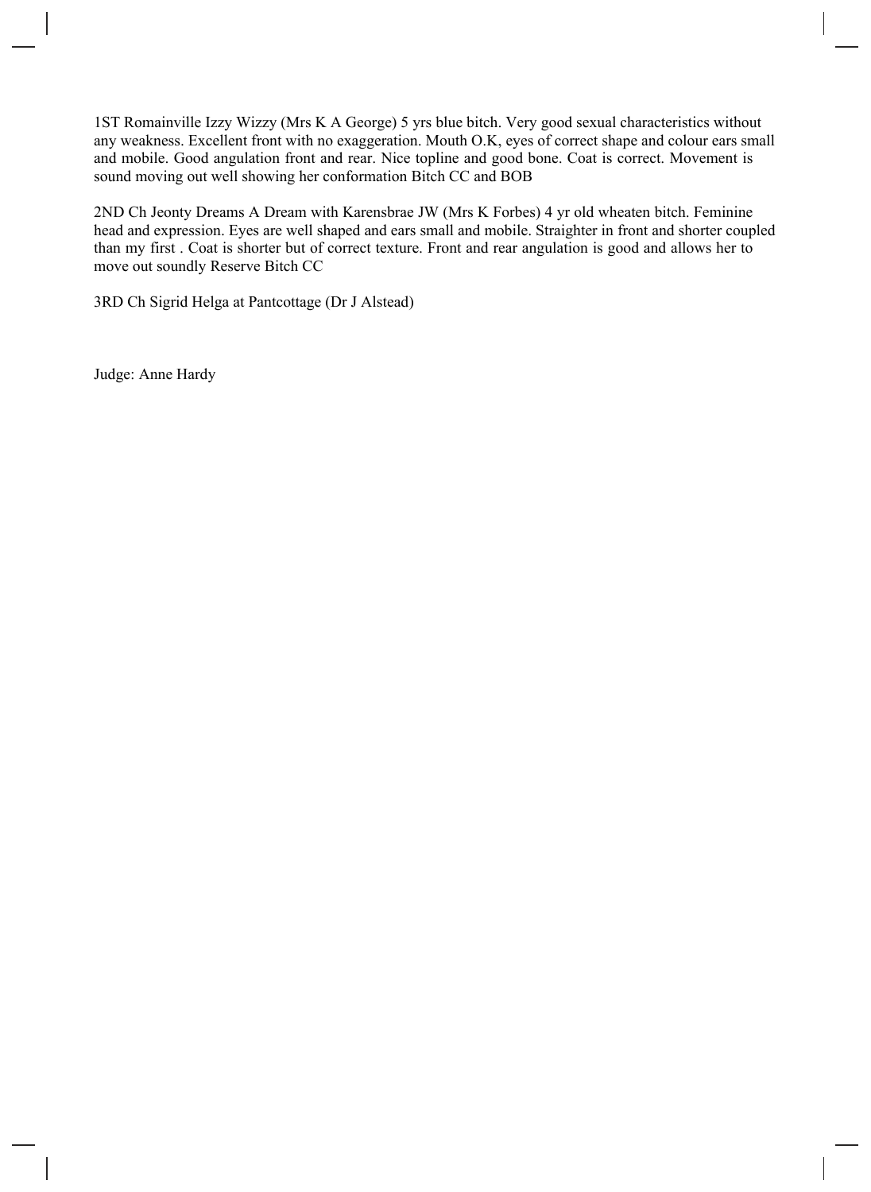1ST Romainville Izzy Wizzy (Mrs K A George) 5 yrs blue bitch. Very good sexual characteristics without any weakness. Excellent front with no exaggeration. Mouth O.K, eyes of correct shape and colour ears small and mobile. Good angulation front and rear. Nice topline and good bone. Coat is correct. Movement is sound moving out well showing her conformation Bitch CC and BOB

2ND Ch Jeonty Dreams A Dream with Karensbrae JW (Mrs K Forbes) 4 yr old wheaten bitch. Feminine head and expression. Eyes are well shaped and ears small and mobile. Straighter in front and shorter coupled than my first . Coat is shorter but of correct texture. Front and rear angulation is good and allows her to move out soundly Reserve Bitch CC

3RD Ch Sigrid Helga at Pantcottage (Dr J Alstead)

Judge: Anne Hardy